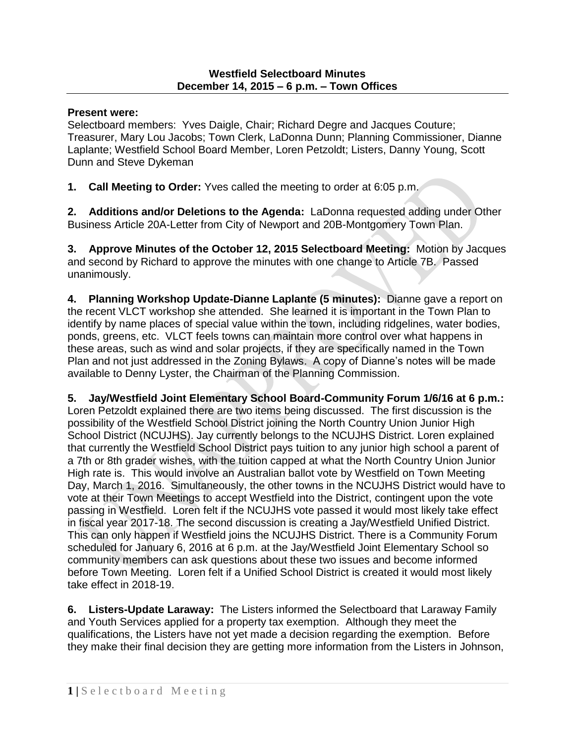**Westfield Selectboard Minutes**
**December 14, 2015 – 6 p.m. – Town Offices**

**Present were:**
Selectboard members: Yves Daigle, Chair; Richard Degre and Jacques Couture; Treasurer, Mary Lou Jacobs; Town Clerk, LaDonna Dunn; Planning Commissioner, Dianne Laplante; Westfield School Board Member, Loren Petzoldt; Listers, Danny Young, Scott Dunn and Steve Dykeman

**1. Call Meeting to Order:** Yves called the meeting to order at 6:05 p.m.

**2. Additions and/or Deletions to the Agenda:** LaDonna requested adding under Other Business Article 20A-Letter from City of Newport and 20B-Montgomery Town Plan.

**3. Approve Minutes of the October 12, 2015 Selectboard Meeting:** Motion by Jacques and second by Richard to approve the minutes with one change to Article 7B. Passed unanimously.

**4. Planning Workshop Update-Dianne Laplante (5 minutes):** Dianne gave a report on the recent VLCT workshop she attended. She learned it is important in the Town Plan to identify by name places of special value within the town, including ridgelines, water bodies, ponds, greens, etc. VLCT feels towns can maintain more control over what happens in these areas, such as wind and solar projects, if they are specifically named in the Town Plan and not just addressed in the Zoning Bylaws. A copy of Dianne's notes will be made available to Denny Lyster, the Chairman of the Planning Commission.

**5. Jay/Westfield Joint Elementary School Board-Community Forum 1/6/16 at 6 p.m.:** Loren Petzoldt explained there are two items being discussed. The first discussion is the possibility of the Westfield School District joining the North Country Union Junior High School District (NCUJHS). Jay currently belongs to the NCUJHS District. Loren explained that currently the Westfield School District pays tuition to any junior high school a parent of a 7th or 8th grader wishes, with the tuition capped at what the North Country Union Junior High rate is. This would involve an Australian ballot vote by Westfield on Town Meeting Day, March 1, 2016. Simultaneously, the other towns in the NCUJHS District would have to vote at their Town Meetings to accept Westfield into the District, contingent upon the vote passing in Westfield. Loren felt if the NCUJHS vote passed it would most likely take effect in fiscal year 2017-18. The second discussion is creating a Jay/Westfield Unified District. This can only happen if Westfield joins the NCUJHS District. There is a Community Forum scheduled for January 6, 2016 at 6 p.m. at the Jay/Westfield Joint Elementary School so community members can ask questions about these two issues and become informed before Town Meeting. Loren felt if a Unified School District is created it would most likely take effect in 2018-19.

**6. Listers-Update Laraway:** The Listers informed the Selectboard that Laraway Family and Youth Services applied for a property tax exemption. Although they meet the qualifications, the Listers have not yet made a decision regarding the exemption. Before they make their final decision they are getting more information from the Listers in Johnson,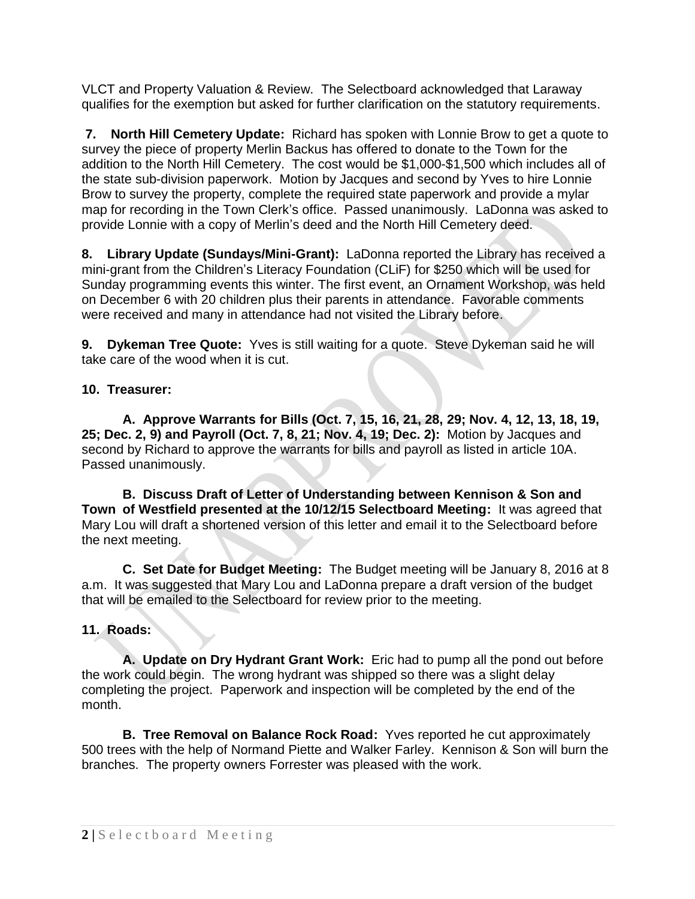VLCT and Property Valuation & Review. The Selectboard acknowledged that Laraway qualifies for the exemption but asked for further clarification on the statutory requirements.

**7. North Hill Cemetery Update:** Richard has spoken with Lonnie Brow to get a quote to survey the piece of property Merlin Backus has offered to donate to the Town for the addition to the North Hill Cemetery. The cost would be $1,000-$1,500 which includes all of the state sub-division paperwork. Motion by Jacques and second by Yves to hire Lonnie Brow to survey the property, complete the required state paperwork and provide a mylar map for recording in the Town Clerk's office. Passed unanimously. LaDonna was asked to provide Lonnie with a copy of Merlin's deed and the North Hill Cemetery deed.

**8. Library Update (Sundays/Mini-Grant):** LaDonna reported the Library has received a mini-grant from the Children's Literacy Foundation (CLiF) for $250 which will be used for Sunday programming events this winter. The first event, an Ornament Workshop, was held on December 6 with 20 children plus their parents in attendance. Favorable comments were received and many in attendance had not visited the Library before.

**9. Dykeman Tree Quote:** Yves is still waiting for a quote. Steve Dykeman said he will take care of the wood when it is cut.

**10. Treasurer:**

**A. Approve Warrants for Bills (Oct. 7, 15, 16, 21, 28, 29; Nov. 4, 12, 13, 18, 19, 25; Dec. 2, 9) and Payroll (Oct. 7, 8, 21; Nov. 4, 19; Dec. 2):** Motion by Jacques and second by Richard to approve the warrants for bills and payroll as listed in article 10A. Passed unanimously.

**B. Discuss Draft of Letter of Understanding between Kennison & Son and Town of Westfield presented at the 10/12/15 Selectboard Meeting:** It was agreed that Mary Lou will draft a shortened version of this letter and email it to the Selectboard before the next meeting.

**C. Set Date for Budget Meeting:** The Budget meeting will be January 8, 2016 at 8 a.m. It was suggested that Mary Lou and LaDonna prepare a draft version of the budget that will be emailed to the Selectboard for review prior to the meeting.

**11. Roads:**

**A. Update on Dry Hydrant Grant Work:** Eric had to pump all the pond out before the work could begin. The wrong hydrant was shipped so there was a slight delay completing the project. Paperwork and inspection will be completed by the end of the month.

**B. Tree Removal on Balance Rock Road:** Yves reported he cut approximately 500 trees with the help of Normand Piette and Walker Farley. Kennison & Son will burn the branches. The property owners Forrester was pleased with the work.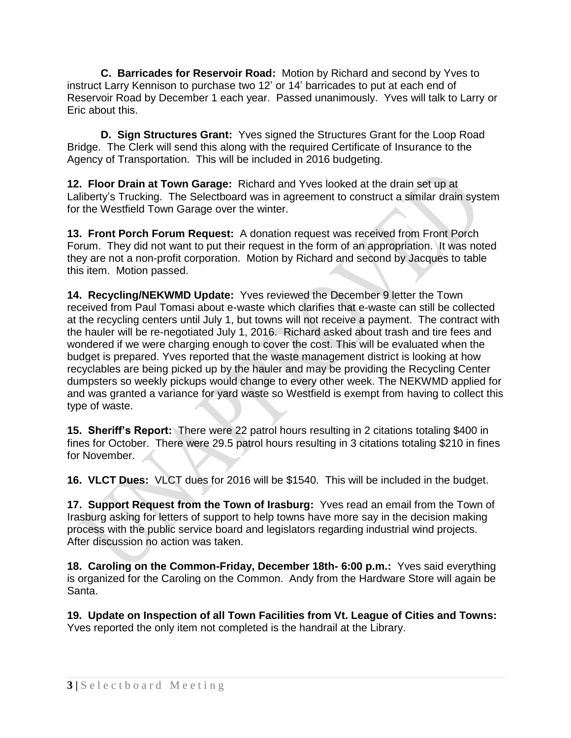**C. Barricades for Reservoir Road:** Motion by Richard and second by Yves to instruct Larry Kennison to purchase two 12' or 14' barricades to put at each end of Reservoir Road by December 1 each year. Passed unanimously. Yves will talk to Larry or Eric about this.

**D. Sign Structures Grant:** Yves signed the Structures Grant for the Loop Road Bridge. The Clerk will send this along with the required Certificate of Insurance to the Agency of Transportation. This will be included in 2016 budgeting.

**12. Floor Drain at Town Garage:** Richard and Yves looked at the drain set up at Laliberty's Trucking. The Selectboard was in agreement to construct a similar drain system for the Westfield Town Garage over the winter.

**13. Front Porch Forum Request:** A donation request was received from Front Porch Forum. They did not want to put their request in the form of an appropriation. It was noted they are not a non-profit corporation. Motion by Richard and second by Jacques to table this item. Motion passed.

**14. Recycling/NEKWMD Update:** Yves reviewed the December 9 letter the Town received from Paul Tomasi about e-waste which clarifies that e-waste can still be collected at the recycling centers until July 1, but towns will not receive a payment. The contract with the hauler will be re-negotiated July 1, 2016. Richard asked about trash and tire fees and wondered if we were charging enough to cover the cost. This will be evaluated when the budget is prepared. Yves reported that the waste management district is looking at how recyclables are being picked up by the hauler and may be providing the Recycling Center dumpsters so weekly pickups would change to every other week. The NEKWMD applied for and was granted a variance for yard waste so Westfield is exempt from having to collect this type of waste.

**15. Sheriff's Report:** There were 22 patrol hours resulting in 2 citations totaling $400 in fines for October. There were 29.5 patrol hours resulting in 3 citations totaling $210 in fines for November.

**16. VLCT Dues:** VLCT dues for 2016 will be $1540. This will be included in the budget.

**17. Support Request from the Town of Irasburg:** Yves read an email from the Town of Irasburg asking for letters of support to help towns have more say in the decision making process with the public service board and legislators regarding industrial wind projects. After discussion no action was taken.

**18. Caroling on the Common-Friday, December 18th- 6:00 p.m.:** Yves said everything is organized for the Caroling on the Common. Andy from the Hardware Store will again be Santa.

**19. Update on Inspection of all Town Facilities from Vt. League of Cities and Towns:** Yves reported the only item not completed is the handrail at the Library.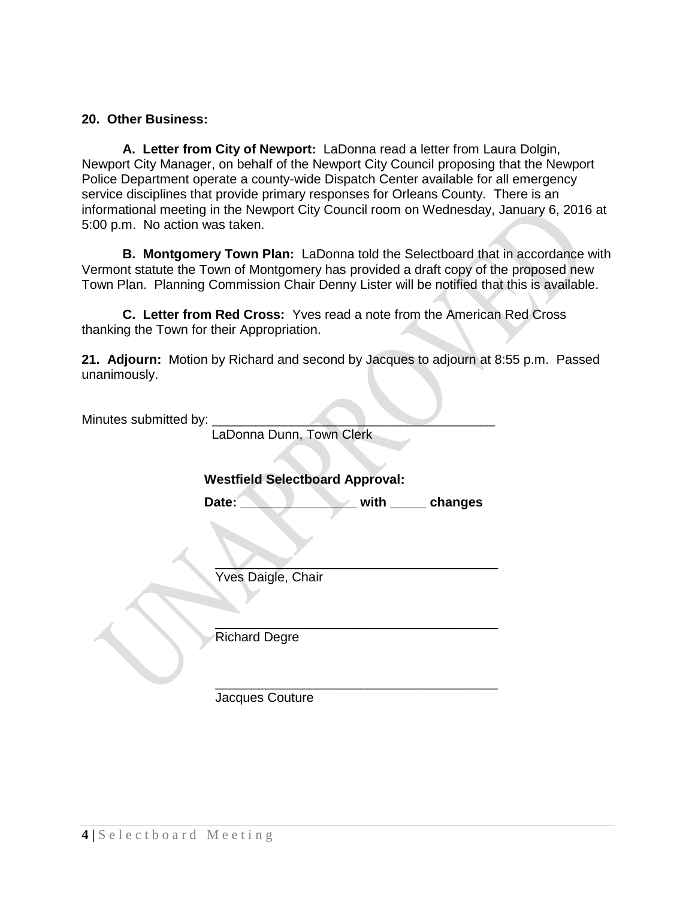**20. Other Business:**

**A. Letter from City of Newport:** LaDonna read a letter from Laura Dolgin, Newport City Manager, on behalf of the Newport City Council proposing that the Newport Police Department operate a county-wide Dispatch Center available for all emergency service disciplines that provide primary responses for Orleans County. There is an informational meeting in the Newport City Council room on Wednesday, January 6, 2016 at 5:00 p.m. No action was taken.

**B. Montgomery Town Plan:** LaDonna told the Selectboard that in accordance with Vermont statute the Town of Montgomery has provided a draft copy of the proposed new Town Plan. Planning Commission Chair Denny Lister will be notified that this is available.

**C. Letter from Red Cross:** Yves read a note from the American Red Cross thanking the Town for their Appropriation.

**21. Adjourn:** Motion by Richard and second by Jacques to adjourn at 8:55 p.m. Passed unanimously.

Minutes submitted by: ________________________________________
LaDonna Dunn, Town Clerk

**Westfield Selectboard Approval:**

**Date: ________________ with _____ changes**

________________________________________
Yves Daigle, Chair

________________________________________
Richard Degre

________________________________________
Jacques Couture

UNAPPROVED